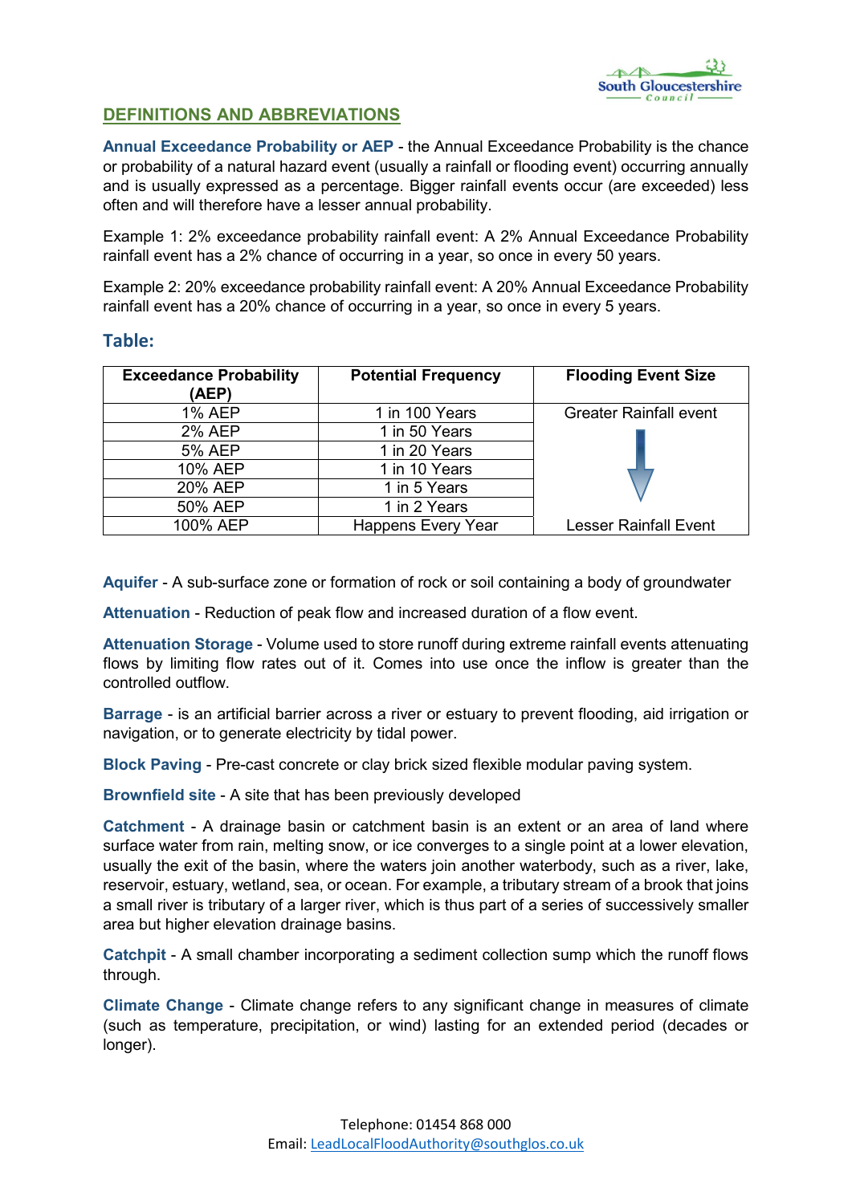## DEFINITIONS AND ABBREVIATIONS

**Annual Exceedance Probability or AEP** - the Annual Exceedance Probability is the chance or probability of a natural hazard event (usually a rainfall or flooding event) occurring annually and is usually expressed as a percentage. Bigger rainfall events occur (are exceeded) less often and will therefore have a lesser annual probability.

Example 1: 2% exceedance probability rainfall event: A 2% Annual Exceedance Probability rainfall event has a 2% chance of occurring in a year, so once in every 50 years.

Example 2: 20% exceedance probability rainfall event: A 20% Annual Exceedance Probability rainfall event has a 20% chance of occurring in a year, so once in every 5 years.

### Table:

| Exceedance Probability (AEP) | Potential Frequency | Flooding Event Size |
|---|---|---|
| 1% AEP | 1 in 100 Years | Greater Rainfall event |
| 2% AEP | 1 in 50 Years | |
| 5% AEP | 1 in 20 Years | |
| 10% AEP | 1 in 10 Years | ↓ |
| 20% AEP | 1 in 5 Years | |
| 50% AEP | 1 in 2 Years | |
| 100% AEP | Happens Every Year | Lesser Rainfall Event |

**Aquifer** - A sub-surface zone or formation of rock or soil containing a body of groundwater

**Attenuation** - Reduction of peak flow and increased duration of a flow event.

**Attenuation Storage** - Volume used to store runoff during extreme rainfall events attenuating flows by limiting flow rates out of it. Comes into use once the inflow is greater than the controlled outflow.

**Barrage** - is an artificial barrier across a river or estuary to prevent flooding, aid irrigation or navigation, or to generate electricity by tidal power.

**Block Paving** - Pre-cast concrete or clay brick sized flexible modular paving system.

**Brownfield site** - A site that has been previously developed

**Catchment** - A drainage basin or catchment basin is an extent or an area of land where surface water from rain, melting snow, or ice converges to a single point at a lower elevation, usually the exit of the basin, where the waters join another waterbody, such as a river, lake, reservoir, estuary, wetland, sea, or ocean. For example, a tributary stream of a brook that joins a small river is tributary of a larger river, which is thus part of a series of successively smaller area but higher elevation drainage basins.

**Catchpit** - A small chamber incorporating a sediment collection sump which the runoff flows through.

**Climate Change** - Climate change refers to any significant change in measures of climate (such as temperature, precipitation, or wind) lasting for an extended period (decades or longer).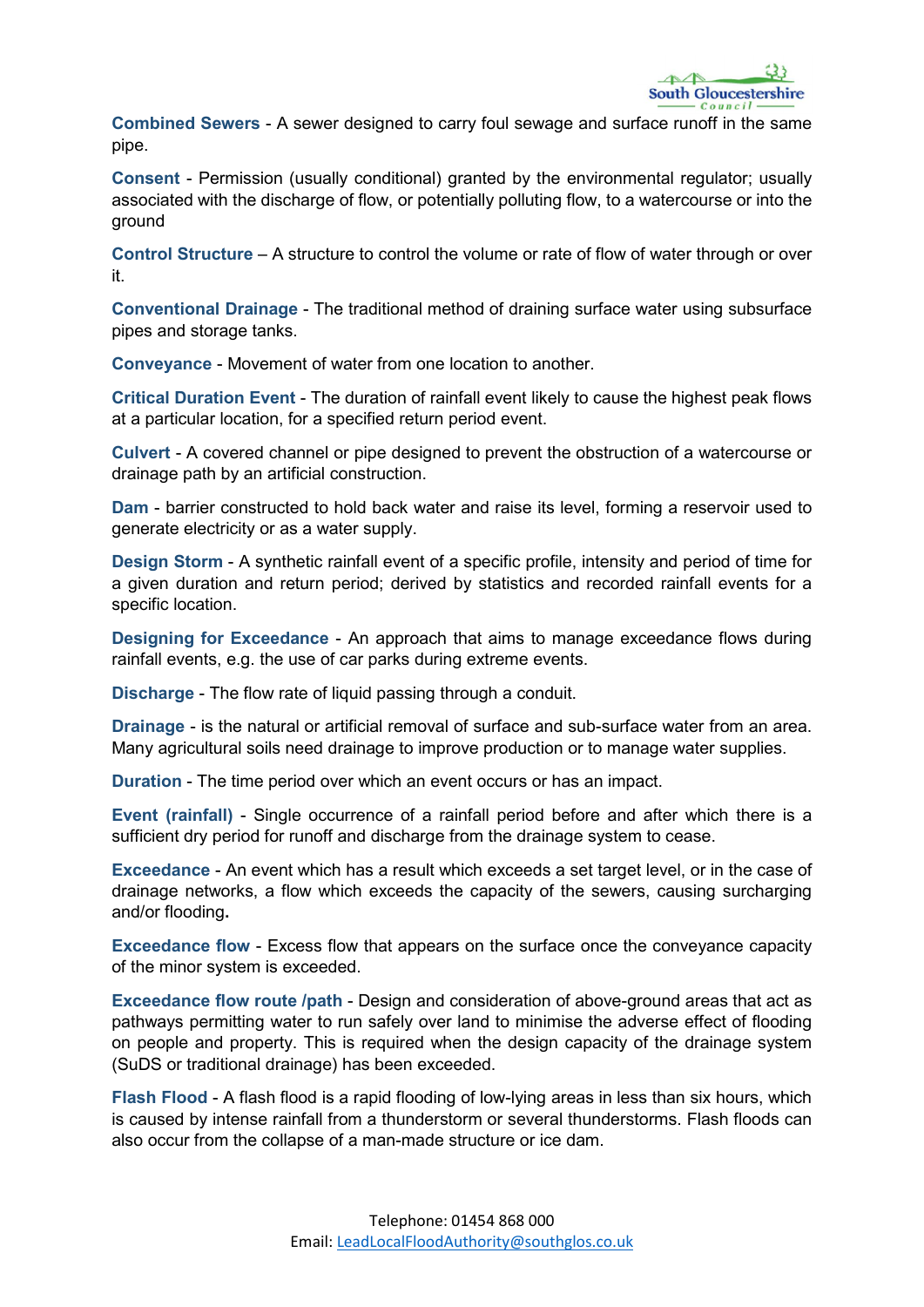**Combined Sewers** - A sewer designed to carry foul sewage and surface runoff in the same pipe.

**Consent** - Permission (usually conditional) granted by the environmental regulator; usually associated with the discharge of flow, or potentially polluting flow, to a watercourse or into the ground

**Control Structure** – A structure to control the volume or rate of flow of water through or over it.

**Conventional Drainage** - The traditional method of draining surface water using subsurface pipes and storage tanks.

**Conveyance** - Movement of water from one location to another.

**Critical Duration Event** - The duration of rainfall event likely to cause the highest peak flows at a particular location, for a specified return period event.

**Culvert** - A covered channel or pipe designed to prevent the obstruction of a watercourse or drainage path by an artificial construction.

**Dam** - barrier constructed to hold back water and raise its level, forming a reservoir used to generate electricity or as a water supply.

**Design Storm** - A synthetic rainfall event of a specific profile, intensity and period of time for a given duration and return period; derived by statistics and recorded rainfall events for a specific location.

**Designing for Exceedance** - An approach that aims to manage exceedance flows during rainfall events, e.g. the use of car parks during extreme events.

**Discharge** - The flow rate of liquid passing through a conduit.

**Drainage** - is the natural or artificial removal of surface and sub-surface water from an area. Many agricultural soils need drainage to improve production or to manage water supplies.

**Duration** - The time period over which an event occurs or has an impact.

**Event (rainfall)** - Single occurrence of a rainfall period before and after which there is a sufficient dry period for runoff and discharge from the drainage system to cease.

**Exceedance** - An event which has a result which exceeds a set target level, or in the case of drainage networks, a flow which exceeds the capacity of the sewers, causing surcharging and/or flooding**.**

**Exceedance flow** - Excess flow that appears on the surface once the conveyance capacity of the minor system is exceeded.

**Exceedance flow route /path** - Design and consideration of above-ground areas that act as pathways permitting water to run safely over land to minimise the adverse effect of flooding on people and property. This is required when the design capacity of the drainage system (SuDS or traditional drainage) has been exceeded.

**Flash Flood** - A flash flood is a rapid flooding of low-lying areas in less than six hours, which is caused by intense rainfall from a thunderstorm or several thunderstorms. Flash floods can also occur from the collapse of a man-made structure or ice dam.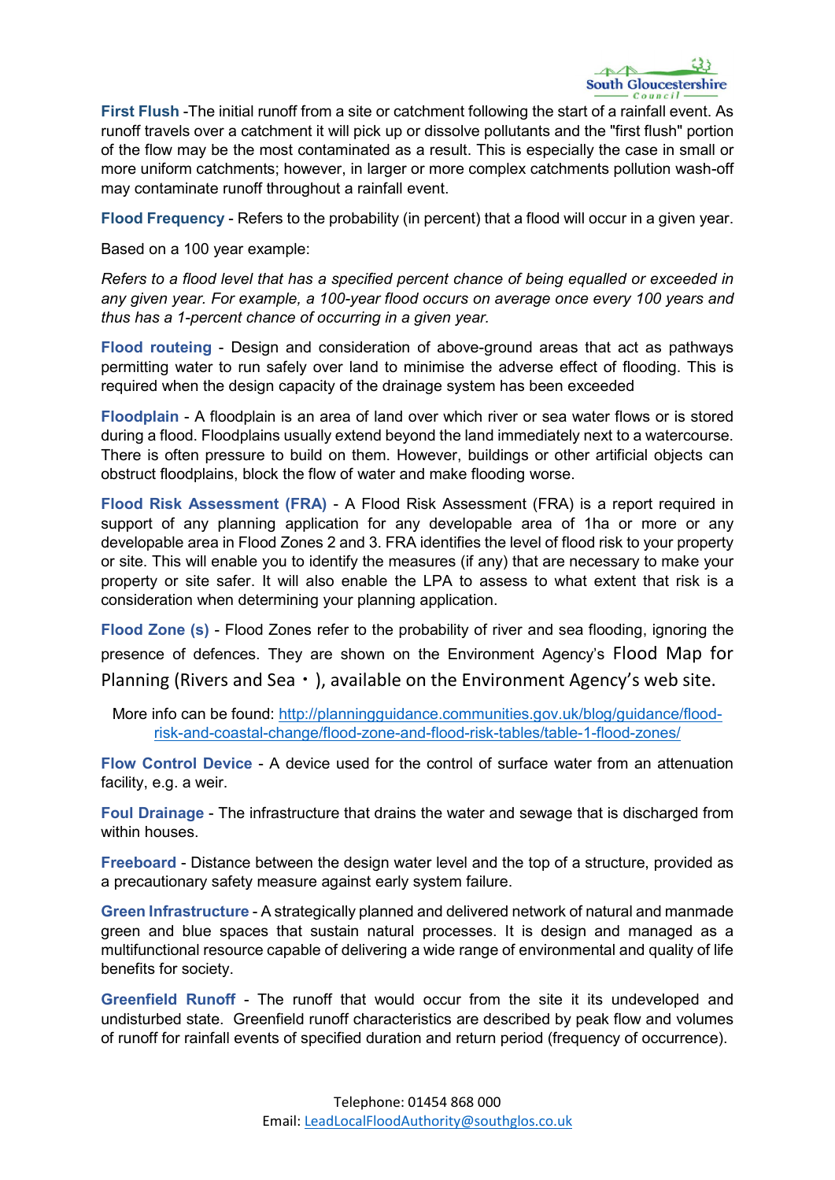**First Flush** -The initial runoff from a site or catchment following the start of a rainfall event. As runoff travels over a catchment it will pick up or dissolve pollutants and the "first flush" portion of the flow may be the most contaminated as a result. This is especially the case in small or more uniform catchments; however, in larger or more complex catchments pollution wash-off may contaminate runoff throughout a rainfall event.

**Flood Frequency** - Refers to the probability (in percent) that a flood will occur in a given year.

Based on a 100 year example:

*Refers to a flood level that has a specified percent chance of being equalled or exceeded in any given year. For example, a 100-year flood occurs on average once every 100 years and thus has a 1-percent chance of occurring in a given year.*

**Flood routeing** - Design and consideration of above-ground areas that act as pathways permitting water to run safely over land to minimise the adverse effect of flooding. This is required when the design capacity of the drainage system has been exceeded

**Floodplain** - A floodplain is an area of land over which river or sea water flows or is stored during a flood. Floodplains usually extend beyond the land immediately next to a watercourse. There is often pressure to build on them. However, buildings or other artificial objects can obstruct floodplains, block the flow of water and make flooding worse.

**Flood Risk Assessment (FRA)** - A Flood Risk Assessment (FRA) is a report required in support of any planning application for any developable area of 1ha or more or any developable area in Flood Zones 2 and 3. FRA identifies the level of flood risk to your property or site. This will enable you to identify the measures (if any) that are necessary to make your property or site safer. It will also enable the LPA to assess to what extent that risk is a consideration when determining your planning application.

**Flood Zone (s)** - Flood Zones refer to the probability of river and sea flooding, ignoring the presence of defences. They are shown on the Environment Agency's Flood Map for Planning (Rivers and Sea・), available on the Environment Agency's web site.

More info can be found: http://planningguidance.communities.gov.uk/blog/guidance/flood-risk-and-coastal-change/flood-zone-and-flood-risk-tables/table-1-flood-zones/

**Flow Control Device** - A device used for the control of surface water from an attenuation facility, e.g. a weir.

**Foul Drainage** - The infrastructure that drains the water and sewage that is discharged from within houses.

**Freeboard** - Distance between the design water level and the top of a structure, provided as a precautionary safety measure against early system failure.

**Green Infrastructure** - A strategically planned and delivered network of natural and manmade green and blue spaces that sustain natural processes. It is design and managed as a multifunctional resource capable of delivering a wide range of environmental and quality of life benefits for society.

**Greenfield Runoff** - The runoff that would occur from the site it its undeveloped and undisturbed state. Greenfield runoff characteristics are described by peak flow and volumes of runoff for rainfall events of specified duration and return period (frequency of occurrence).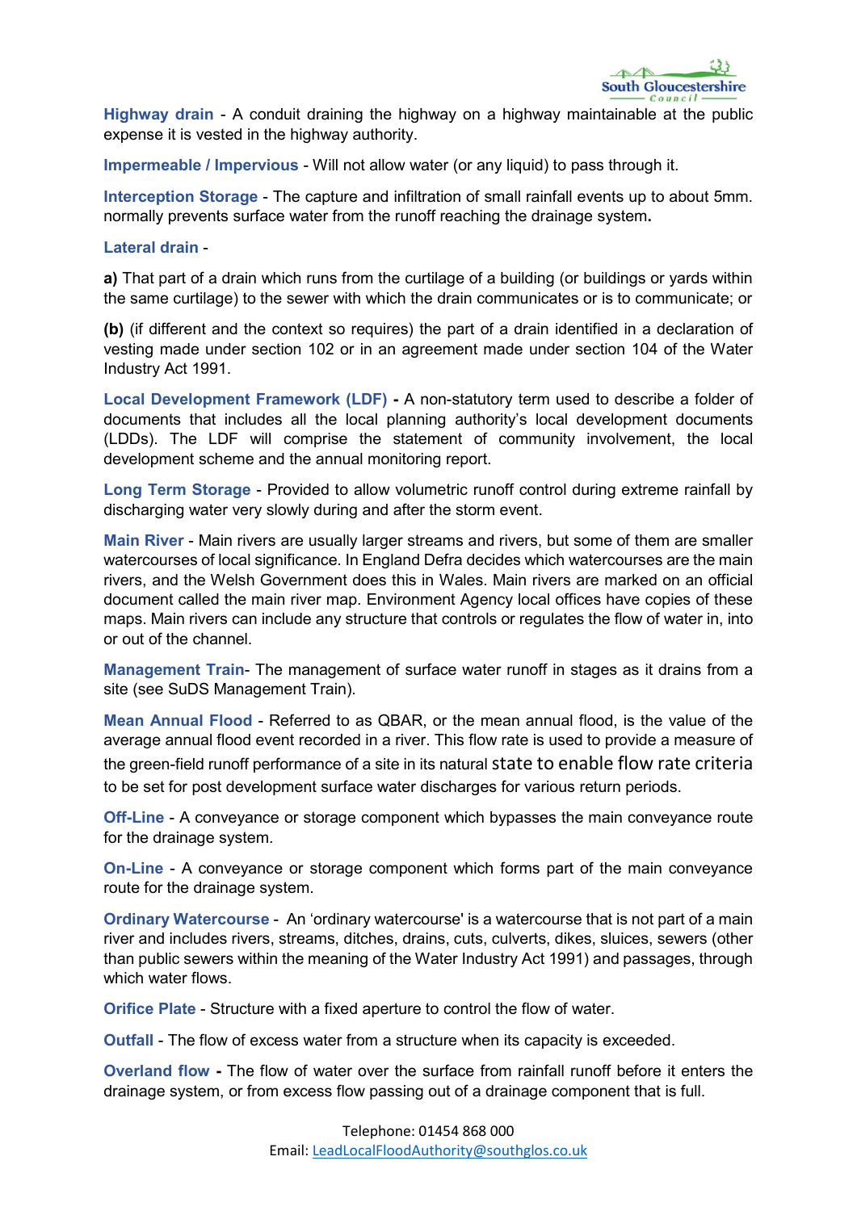**Highway drain** - A conduit draining the highway on a highway maintainable at the public expense it is vested in the highway authority.

**Impermeable / Impervious** - Will not allow water (or any liquid) to pass through it.

**Interception Storage** - The capture and infiltration of small rainfall events up to about 5mm. normally prevents surface water from the runoff reaching the drainage system**.**

**Lateral drain** -

**a)** That part of a drain which runs from the curtilage of a building (or buildings or yards within the same curtilage) to the sewer with which the drain communicates or is to communicate; or

**(b)** (if different and the context so requires) the part of a drain identified in a declaration of vesting made under section 102 or in an agreement made under section 104 of the Water Industry Act 1991.

**Local Development Framework (LDF) -** A non-statutory term used to describe a folder of documents that includes all the local planning authority's local development documents (LDDs). The LDF will comprise the statement of community involvement, the local development scheme and the annual monitoring report.

**Long Term Storage** - Provided to allow volumetric runoff control during extreme rainfall by discharging water very slowly during and after the storm event.

**Main River** - Main rivers are usually larger streams and rivers, but some of them are smaller watercourses of local significance. In England Defra decides which watercourses are the main rivers, and the Welsh Government does this in Wales. Main rivers are marked on an official document called the main river map. Environment Agency local offices have copies of these maps. Main rivers can include any structure that controls or regulates the flow of water in, into or out of the channel.

**Management Train**- The management of surface water runoff in stages as it drains from a site (see SuDS Management Train).

**Mean Annual Flood** - Referred to as QBAR, or the mean annual flood, is the value of the average annual flood event recorded in a river. This flow rate is used to provide a measure of the green-field runoff performance of a site in its natural state to enable flow rate criteria to be set for post development surface water discharges for various return periods.

**Off-Line** - A conveyance or storage component which bypasses the main conveyance route for the drainage system.

**On-Line** - A conveyance or storage component which forms part of the main conveyance route for the drainage system.

**Ordinary Watercourse** - An 'ordinary watercourse' is a watercourse that is not part of a main river and includes rivers, streams, ditches, drains, cuts, culverts, dikes, sluices, sewers (other than public sewers within the meaning of the Water Industry Act 1991) and passages, through which water flows.

**Orifice Plate** - Structure with a fixed aperture to control the flow of water.

**Outfall** - The flow of excess water from a structure when its capacity is exceeded.

**Overland flow -** The flow of water over the surface from rainfall runoff before it enters the drainage system, or from excess flow passing out of a drainage component that is full.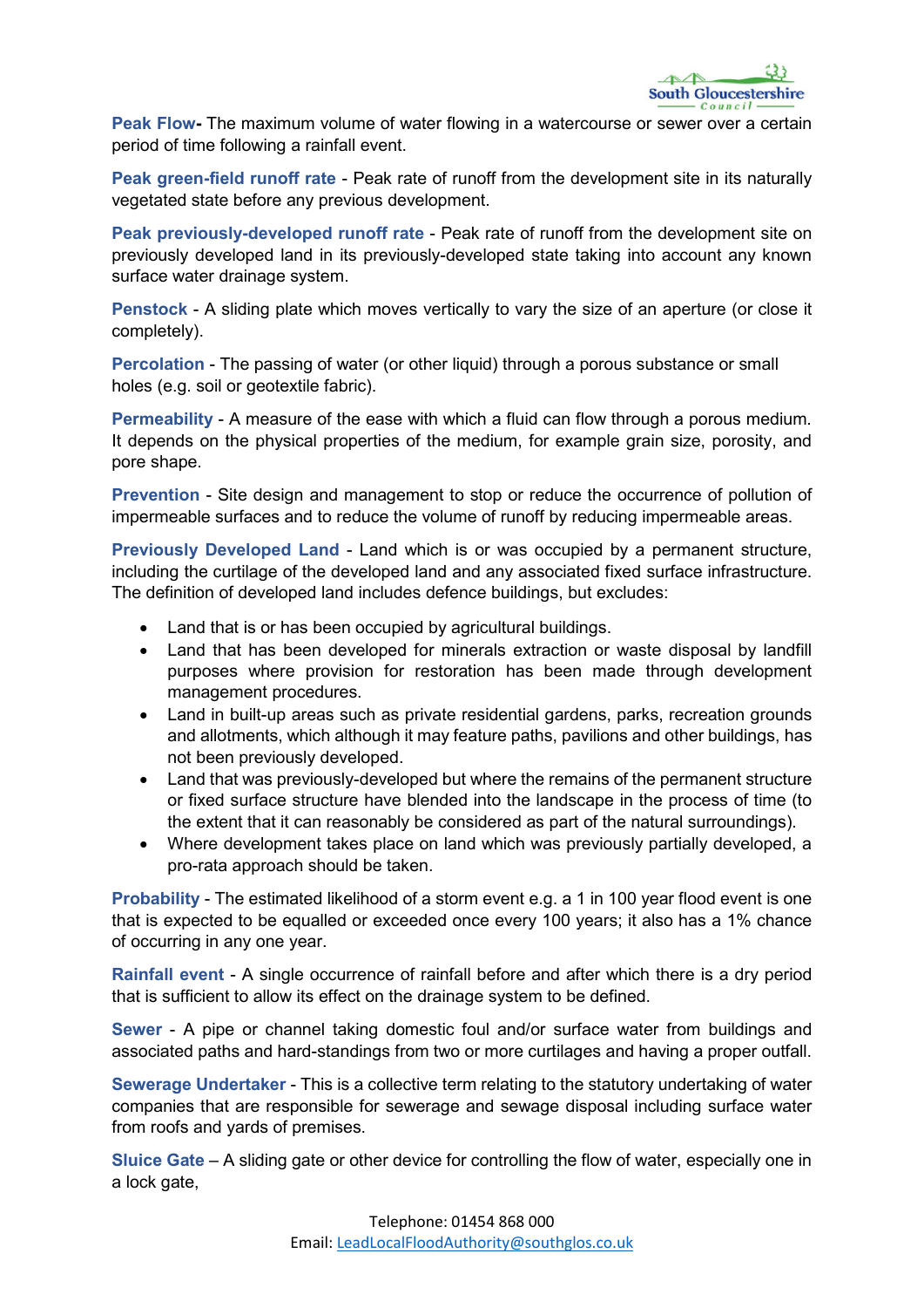**Peak Flow-** The maximum volume of water flowing in a watercourse or sewer over a certain period of time following a rainfall event.

**Peak green-field runoff rate** - Peak rate of runoff from the development site in its naturally vegetated state before any previous development.

**Peak previously-developed runoff rate** - Peak rate of runoff from the development site on previously developed land in its previously-developed state taking into account any known surface water drainage system.

**Penstock** - A sliding plate which moves vertically to vary the size of an aperture (or close it completely).

**Percolation** - The passing of water (or other liquid) through a porous substance or small holes (e.g. soil or geotextile fabric).

**Permeability** - A measure of the ease with which a fluid can flow through a porous medium. It depends on the physical properties of the medium, for example grain size, porosity, and pore shape.

**Prevention** - Site design and management to stop or reduce the occurrence of pollution of impermeable surfaces and to reduce the volume of runoff by reducing impermeable areas.

**Previously Developed Land** - Land which is or was occupied by a permanent structure, including the curtilage of the developed land and any associated fixed surface infrastructure. The definition of developed land includes defence buildings, but excludes:

- Land that is or has been occupied by agricultural buildings.
- Land that has been developed for minerals extraction or waste disposal by landfill purposes where provision for restoration has been made through development management procedures.
- Land in built-up areas such as private residential gardens, parks, recreation grounds and allotments, which although it may feature paths, pavilions and other buildings, has not been previously developed.
- Land that was previously-developed but where the remains of the permanent structure or fixed surface structure have blended into the landscape in the process of time (to the extent that it can reasonably be considered as part of the natural surroundings).
- Where development takes place on land which was previously partially developed, a pro-rata approach should be taken.

**Probability** - The estimated likelihood of a storm event e.g. a 1 in 100 year flood event is one that is expected to be equalled or exceeded once every 100 years; it also has a 1% chance of occurring in any one year.

**Rainfall event** - A single occurrence of rainfall before and after which there is a dry period that is sufficient to allow its effect on the drainage system to be defined.

**Sewer** - A pipe or channel taking domestic foul and/or surface water from buildings and associated paths and hard-standings from two or more curtilages and having a proper outfall.

**Sewerage Undertaker** - This is a collective term relating to the statutory undertaking of water companies that are responsible for sewerage and sewage disposal including surface water from roofs and yards of premises.

**Sluice Gate** – A sliding gate or other device for controlling the flow of water, especially one in a lock gate,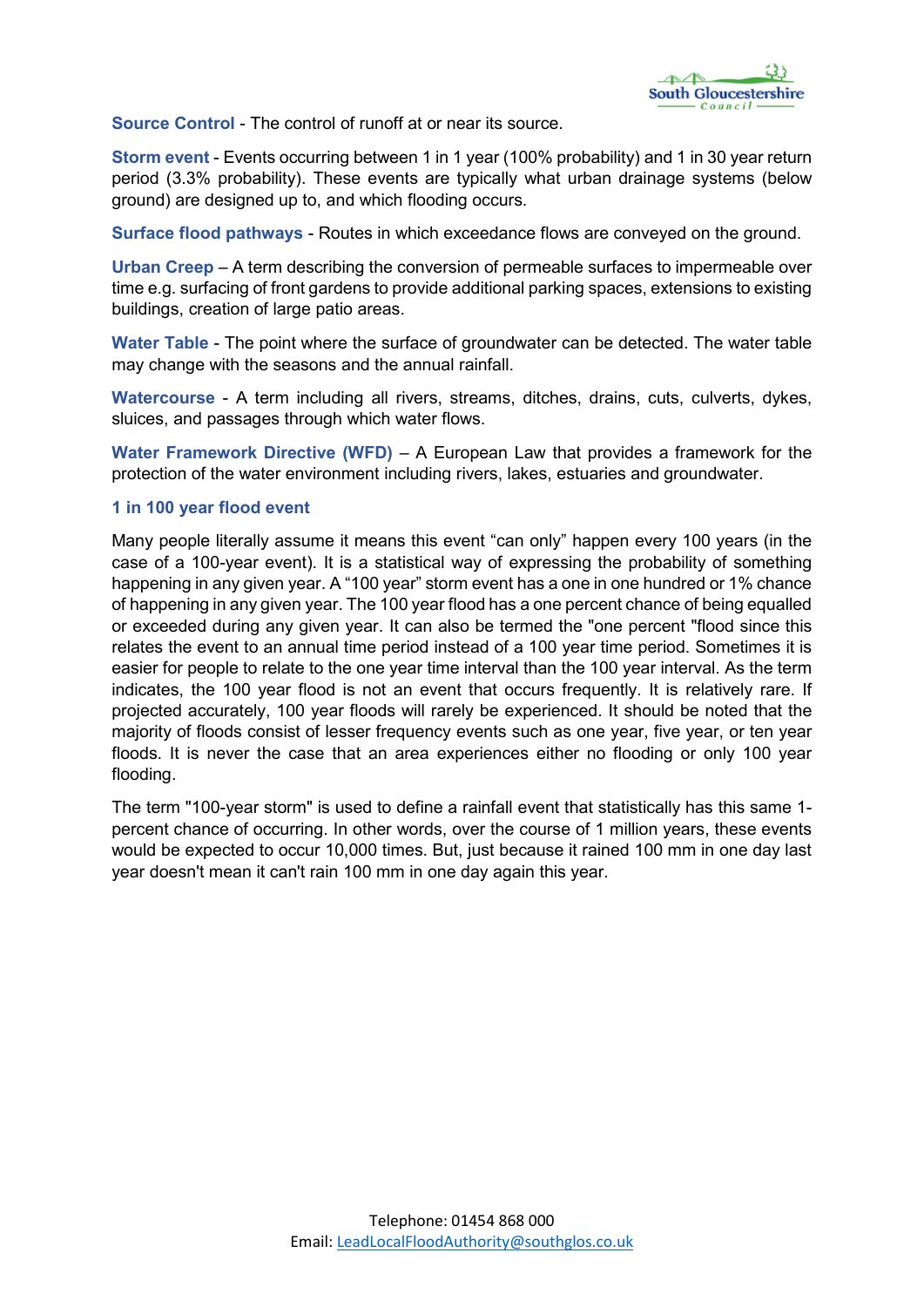**Source Control** - The control of runoff at or near its source.

**Storm event** - Events occurring between 1 in 1 year (100% probability) and 1 in 30 year return period (3.3% probability). These events are typically what urban drainage systems (below ground) are designed up to, and which flooding occurs.

**Surface flood pathways** - Routes in which exceedance flows are conveyed on the ground.

**Urban Creep** – A term describing the conversion of permeable surfaces to impermeable over time e.g. surfacing of front gardens to provide additional parking spaces, extensions to existing buildings, creation of large patio areas.

**Water Table** - The point where the surface of groundwater can be detected. The water table may change with the seasons and the annual rainfall.

**Watercourse** - A term including all rivers, streams, ditches, drains, cuts, culverts, dykes, sluices, and passages through which water flows.

**Water Framework Directive (WFD)** – A European Law that provides a framework for the protection of the water environment including rivers, lakes, estuaries and groundwater.

### 1 in 100 year flood event

Many people literally assume it means this event "can only" happen every 100 years (in the case of a 100-year event). It is a statistical way of expressing the probability of something happening in any given year. A "100 year" storm event has a one in one hundred or 1% chance of happening in any given year. The 100 year flood has a one percent chance of being equalled or exceeded during any given year. It can also be termed the "one percent "flood since this relates the event to an annual time period instead of a 100 year time period. Sometimes it is easier for people to relate to the one year time interval than the 100 year interval. As the term indicates, the 100 year flood is not an event that occurs frequently. It is relatively rare. If projected accurately, 100 year floods will rarely be experienced. It should be noted that the majority of floods consist of lesser frequency events such as one year, five year, or ten year floods. It is never the case that an area experiences either no flooding or only 100 year flooding.

The term "100-year storm" is used to define a rainfall event that statistically has this same 1-percent chance of occurring. In other words, over the course of 1 million years, these events would be expected to occur 10,000 times. But, just because it rained 100 mm in one day last year doesn't mean it can't rain 100 mm in one day again this year.

Telephone: 01454 868 000
Email: LeadLocalFloodAuthority@southglos.co.uk